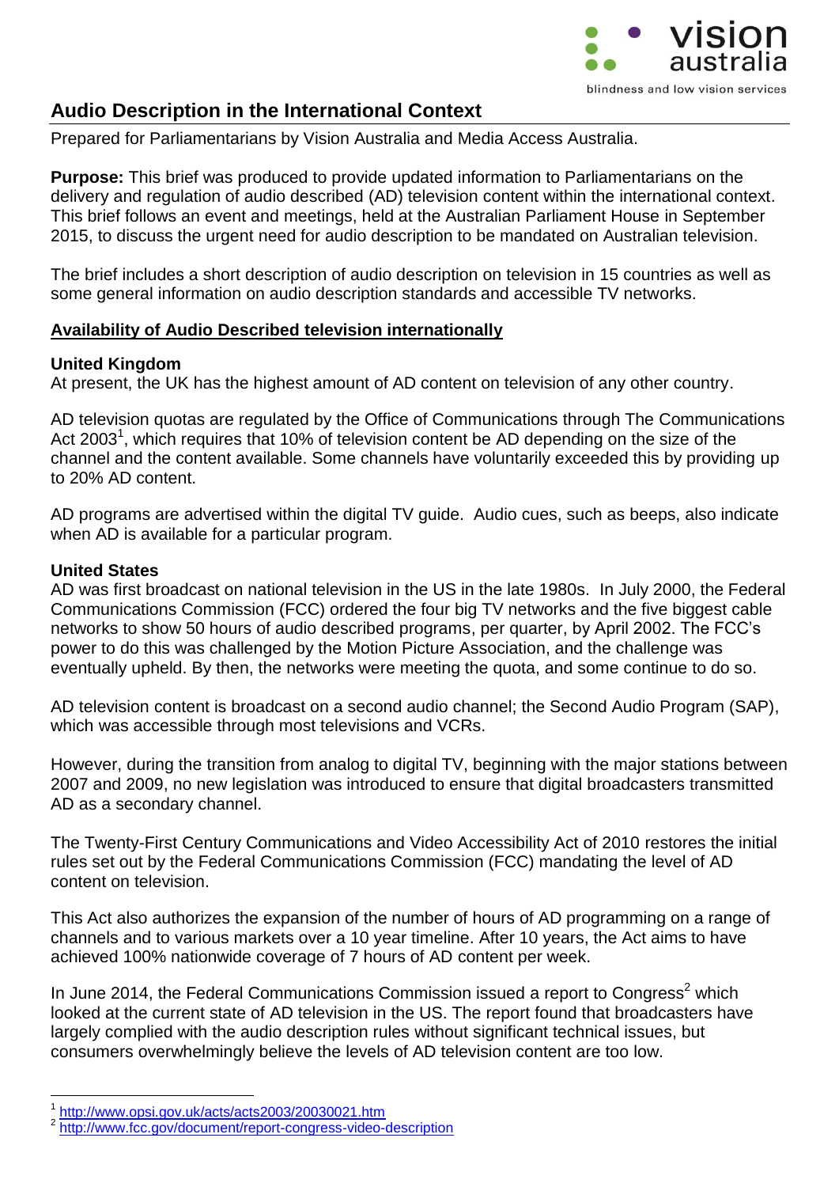# Audio Description in the International Context

Prepared for Parliamentarians by Vision Australia and Media Access Australia.

**Purpose:** This brief was produced to provide updated information to Parliamentarians on the delivery and regulation of audio described (AD) television content within the international context. This brief follows an event and meetings, held at the Australian Parliament House in September 2015, to discuss the urgent need for audio description to be mandated on Australian television.

The brief includes a short description of audio description on television in 15 countries as well as some general information on audio description standards and accessible TV networks.

## Availability of Audio Described television internationally

### United Kingdom

At present, the UK has the highest amount of AD content on television of any other country.

AD television quotas are regulated by the Office of Communications through The Communications Act 2003[1], which requires that 10% of television content be AD depending on the size of the channel and the content available. Some channels have voluntarily exceeded this by providing up to 20% AD content.

AD programs are advertised within the digital TV guide. Audio cues, such as beeps, also indicate when AD is available for a particular program.

### United States

AD was first broadcast on national television in the US in the late 1980s. In July 2000, the Federal Communications Commission (FCC) ordered the four big TV networks and the five biggest cable networks to show 50 hours of audio described programs, per quarter, by April 2002. The FCC's power to do this was challenged by the Motion Picture Association, and the challenge was eventually upheld. By then, the networks were meeting the quota, and some continue to do so.

AD television content is broadcast on a second audio channel; the Second Audio Program (SAP), which was accessible through most televisions and VCRs.

However, during the transition from analog to digital TV, beginning with the major stations between 2007 and 2009, no new legislation was introduced to ensure that digital broadcasters transmitted AD as a secondary channel.

The Twenty-First Century Communications and Video Accessibility Act of 2010 restores the initial rules set out by the Federal Communications Commission (FCC) mandating the level of AD content on television.

This Act also authorizes the expansion of the number of hours of AD programming on a range of channels and to various markets over a 10 year timeline. After 10 years, the Act aims to have achieved 100% nationwide coverage of 7 hours of AD content per week.

In June 2014, the Federal Communications Commission issued a report to Congress[2] which looked at the current state of AD television in the US. The report found that broadcasters have largely complied with the audio description rules without significant technical issues, but consumers overwhelmingly believe the levels of AD television content are too low.

---

[1] http://www.opsi.gov.uk/acts/acts2003/20030021.htm

[2] http://www.fcc.gov/document/report-congress-video-description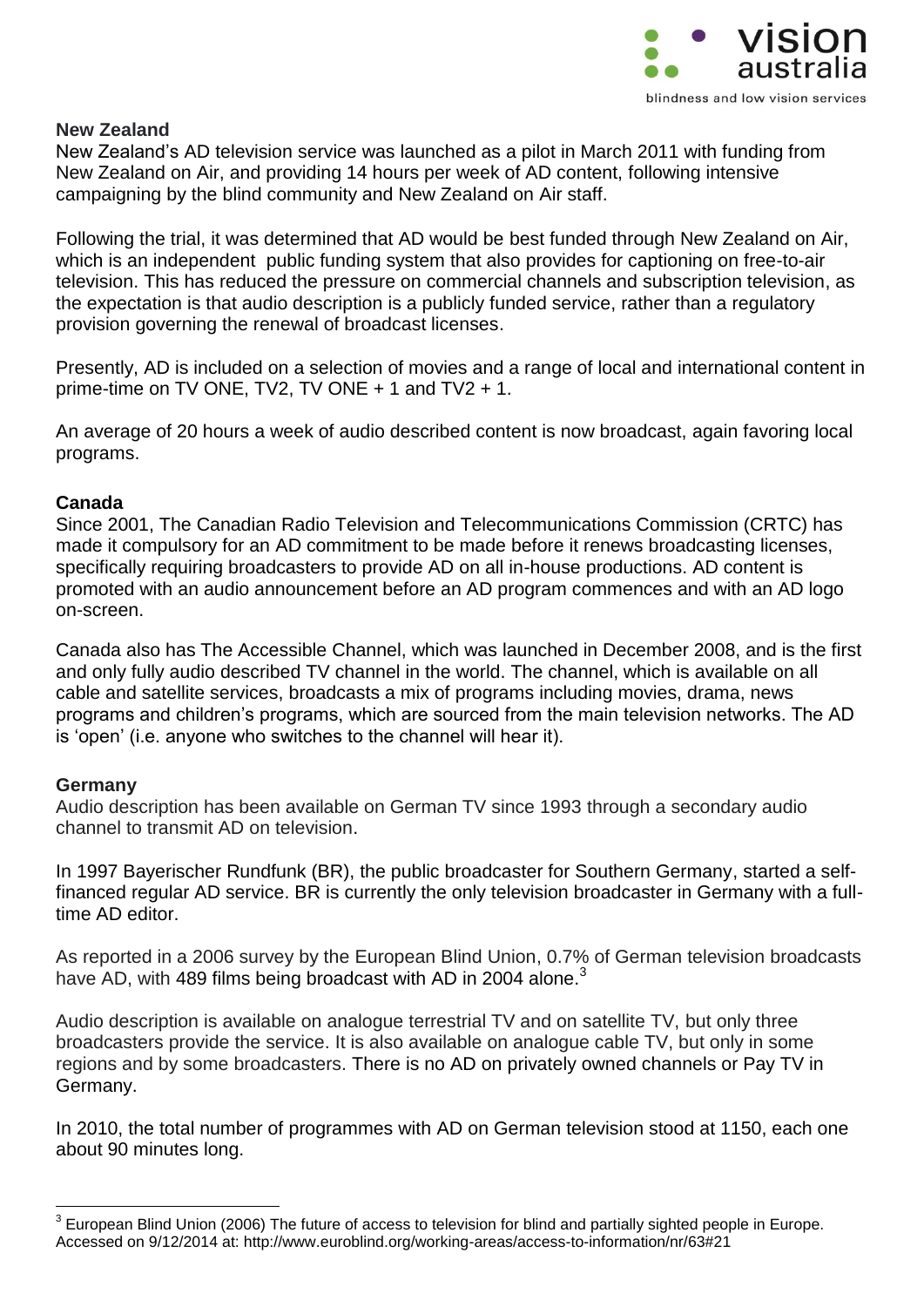**New Zealand**

New Zealand's AD television service was launched as a pilot in March 2011 with funding from New Zealand on Air, and providing 14 hours per week of AD content, following intensive campaigning by the blind community and New Zealand on Air staff.

Following the trial, it was determined that AD would be best funded through New Zealand on Air, which is an independent public funding system that also provides for captioning on free-to-air television. This has reduced the pressure on commercial channels and subscription television, as the expectation is that audio description is a publicly funded service, rather than a regulatory provision governing the renewal of broadcast licenses.

Presently, AD is included on a selection of movies and a range of local and international content in prime-time on TV ONE, TV2, TV ONE + 1 and TV2 + 1.

An average of 20 hours a week of audio described content is now broadcast, again favoring local programs.

**Canada**

Since 2001, The Canadian Radio Television and Telecommunications Commission (CRTC) has made it compulsory for an AD commitment to be made before it renews broadcasting licenses, specifically requiring broadcasters to provide AD on all in-house productions. AD content is promoted with an audio announcement before an AD program commences and with an AD logo on-screen.

Canada also has The Accessible Channel, which was launched in December 2008, and is the first and only fully audio described TV channel in the world. The channel, which is available on all cable and satellite services, broadcasts a mix of programs including movies, drama, news programs and children's programs, which are sourced from the main television networks. The AD is 'open' (i.e. anyone who switches to the channel will hear it).

**Germany**

Audio description has been available on German TV since 1993 through a secondary audio channel to transmit AD on television.

In 1997 Bayerischer Rundfunk (BR), the public broadcaster for Southern Germany, started a self-financed regular AD service. BR is currently the only television broadcaster in Germany with a full-time AD editor.

As reported in a 2006 survey by the European Blind Union, 0.7% of German television broadcasts have AD, with 489 films being broadcast with AD in 2004 alone.[3]

Audio description is available on analogue terrestrial TV and on satellite TV, but only three broadcasters provide the service. It is also available on analogue cable TV, but only in some regions and by some broadcasters. There is no AD on privately owned channels or Pay TV in Germany.

In 2010, the total number of programmes with AD on German television stood at 1150, each one about 90 minutes long.

---

[3] European Blind Union (2006) The future of access to television for blind and partially sighted people in Europe. Accessed on 9/12/2014 at: http://www.euroblind.org/working-areas/access-to-information/nr/63#21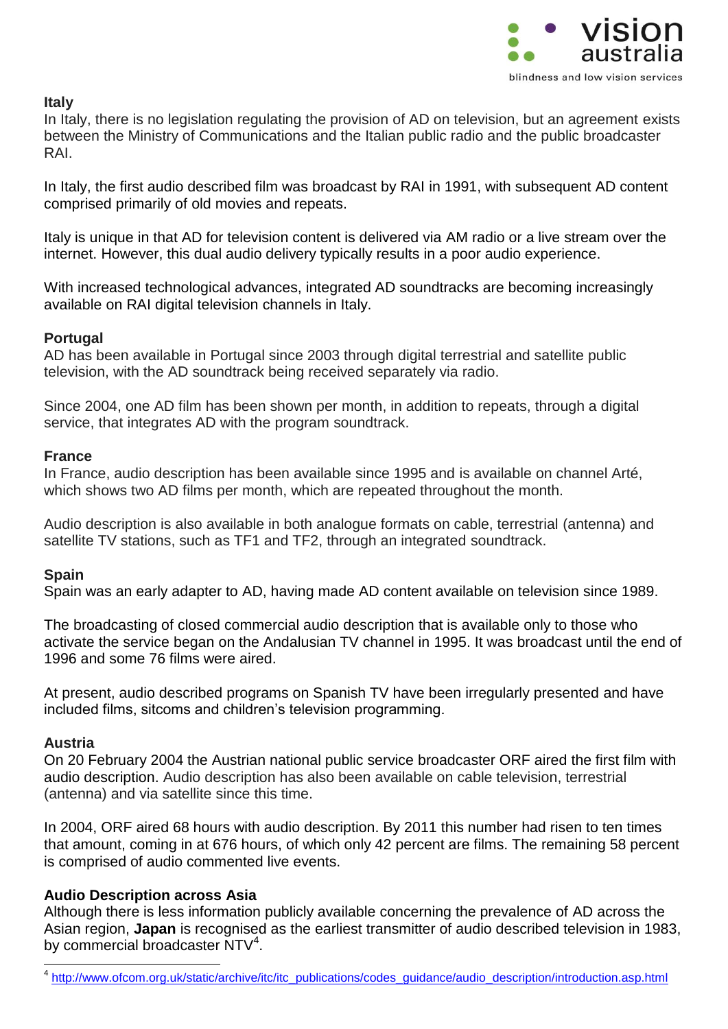### Italy

In Italy, there is no legislation regulating the provision of AD on television, but an agreement exists between the Ministry of Communications and the Italian public radio and the public broadcaster RAI.

In Italy, the first audio described film was broadcast by RAI in 1991, with subsequent AD content comprised primarily of old movies and repeats.

Italy is unique in that AD for television content is delivered via AM radio or a live stream over the internet. However, this dual audio delivery typically results in a poor audio experience.

With increased technological advances, integrated AD soundtracks are becoming increasingly available on RAI digital television channels in Italy.

### Portugal

AD has been available in Portugal since 2003 through digital terrestrial and satellite public television, with the AD soundtrack being received separately via radio.

Since 2004, one AD film has been shown per month, in addition to repeats, through a digital service, that integrates AD with the program soundtrack.

### France

In France, audio description has been available since 1995 and is available on channel Arté, which shows two AD films per month, which are repeated throughout the month.

Audio description is also available in both analogue formats on cable, terrestrial (antenna) and satellite TV stations, such as TF1 and TF2, through an integrated soundtrack.

### Spain

Spain was an early adapter to AD, having made AD content available on television since 1989.

The broadcasting of closed commercial audio description that is available only to those who activate the service began on the Andalusian TV channel in 1995. It was broadcast until the end of 1996 and some 76 films were aired.

At present, audio described programs on Spanish TV have been irregularly presented and have included films, sitcoms and children's television programming.

### Austria

On 20 February 2004 the Austrian national public service broadcaster ORF aired the first film with audio description. Audio description has also been available on cable television, terrestrial (antenna) and via satellite since this time.

In 2004, ORF aired 68 hours with audio description. By 2011 this number had risen to ten times that amount, coming in at 676 hours, of which only 42 percent are films. The remaining 58 percent is comprised of audio commented live events.

### Audio Description across Asia

Although there is less information publicly available concerning the prevalence of AD across the Asian region, **Japan** is recognised as the earliest transmitter of audio described television in 1983, by commercial broadcaster NTV[4].

[4] http://www.ofcom.org.uk/static/archive/itc/itc_publications/codes_guidance/audio_description/introduction.asp.html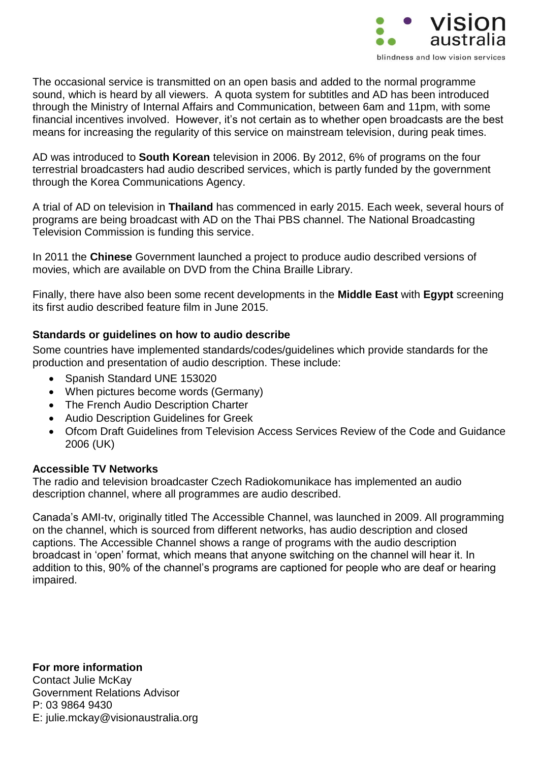The occasional service is transmitted on an open basis and added to the normal programme sound, which is heard by all viewers. A quota system for subtitles and AD has been introduced through the Ministry of Internal Affairs and Communication, between 6am and 11pm, with some financial incentives involved. However, it's not certain as to whether open broadcasts are the best means for increasing the regularity of this service on mainstream television, during peak times.

AD was introduced to **South Korean** television in 2006. By 2012, 6% of programs on the four terrestrial broadcasters had audio described services, which is partly funded by the government through the Korea Communications Agency.

A trial of AD on television in **Thailand** has commenced in early 2015. Each week, several hours of programs are being broadcast with AD on the Thai PBS channel. The National Broadcasting Television Commission is funding this service.

In 2011 the **Chinese** Government launched a project to produce audio described versions of movies, which are available on DVD from the China Braille Library.

Finally, there have also been some recent developments in the **Middle East** with **Egypt** screening its first audio described feature film in June 2015.

**Standards or guidelines on how to audio describe**

Some countries have implemented standards/codes/guidelines which provide standards for the production and presentation of audio description. These include:

- Spanish Standard UNE 153020
- When pictures become words (Germany)
- The French Audio Description Charter
- Audio Description Guidelines for Greek
- Ofcom Draft Guidelines from Television Access Services Review of the Code and Guidance 2006 (UK)

**Accessible TV Networks**

The radio and television broadcaster Czech Radiokomunikace has implemented an audio description channel, where all programmes are audio described.

Canada's AMI-tv, originally titled The Accessible Channel, was launched in 2009. All programming on the channel, which is sourced from different networks, has audio description and closed captions. The Accessible Channel shows a range of programs with the audio description broadcast in 'open' format, which means that anyone switching on the channel will hear it. In addition to this, 90% of the channel's programs are captioned for people who are deaf or hearing impaired.

**For more information**

Contact Julie McKay
Government Relations Advisor
P: 03 9864 9430
E: julie.mckay@visionaustralia.org